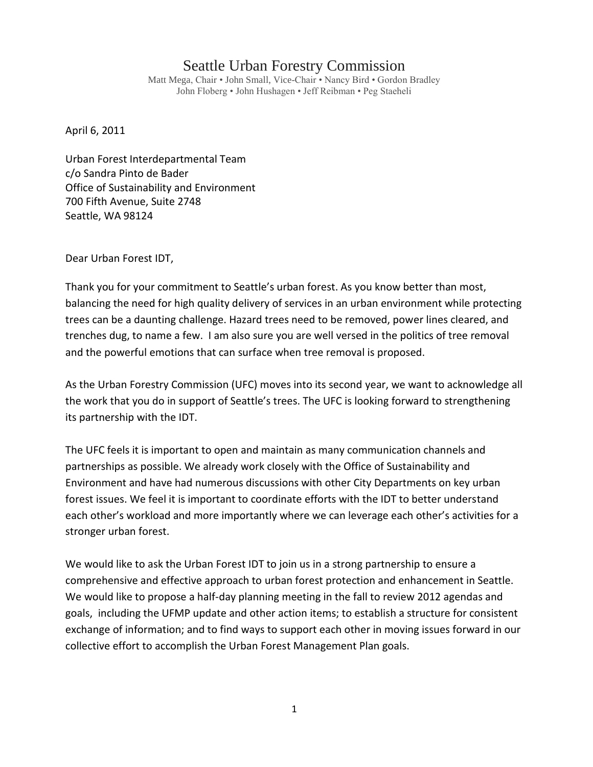# Seattle Urban Forestry Commission

Matt Mega, Chair • John Small, Vice-Chair • Nancy Bird • Gordon Bradley
John Floberg • John Hushagen • Jeff Reibman • Peg Staeheli

April 6, 2011

Urban Forest Interdepartmental Team
c/o Sandra Pinto de Bader
Office of Sustainability and Environment
700 Fifth Avenue, Suite 2748
Seattle, WA 98124

Dear Urban Forest IDT,

Thank you for your commitment to Seattle's urban forest. As you know better than most, balancing the need for high quality delivery of services in an urban environment while protecting trees can be a daunting challenge. Hazard trees need to be removed, power lines cleared, and trenches dug, to name a few. I am also sure you are well versed in the politics of tree removal and the powerful emotions that can surface when tree removal is proposed.

As the Urban Forestry Commission (UFC) moves into its second year, we want to acknowledge all the work that you do in support of Seattle's trees. The UFC is looking forward to strengthening its partnership with the IDT.

The UFC feels it is important to open and maintain as many communication channels and partnerships as possible. We already work closely with the Office of Sustainability and Environment and have had numerous discussions with other City Departments on key urban forest issues. We feel it is important to coordinate efforts with the IDT to better understand each other's workload and more importantly where we can leverage each other's activities for a stronger urban forest.

We would like to ask the Urban Forest IDT to join us in a strong partnership to ensure a comprehensive and effective approach to urban forest protection and enhancement in Seattle. We would like to propose a half-day planning meeting in the fall to review 2012 agendas and goals, including the UFMP update and other action items; to establish a structure for consistent exchange of information; and to find ways to support each other in moving issues forward in our collective effort to accomplish the Urban Forest Management Plan goals.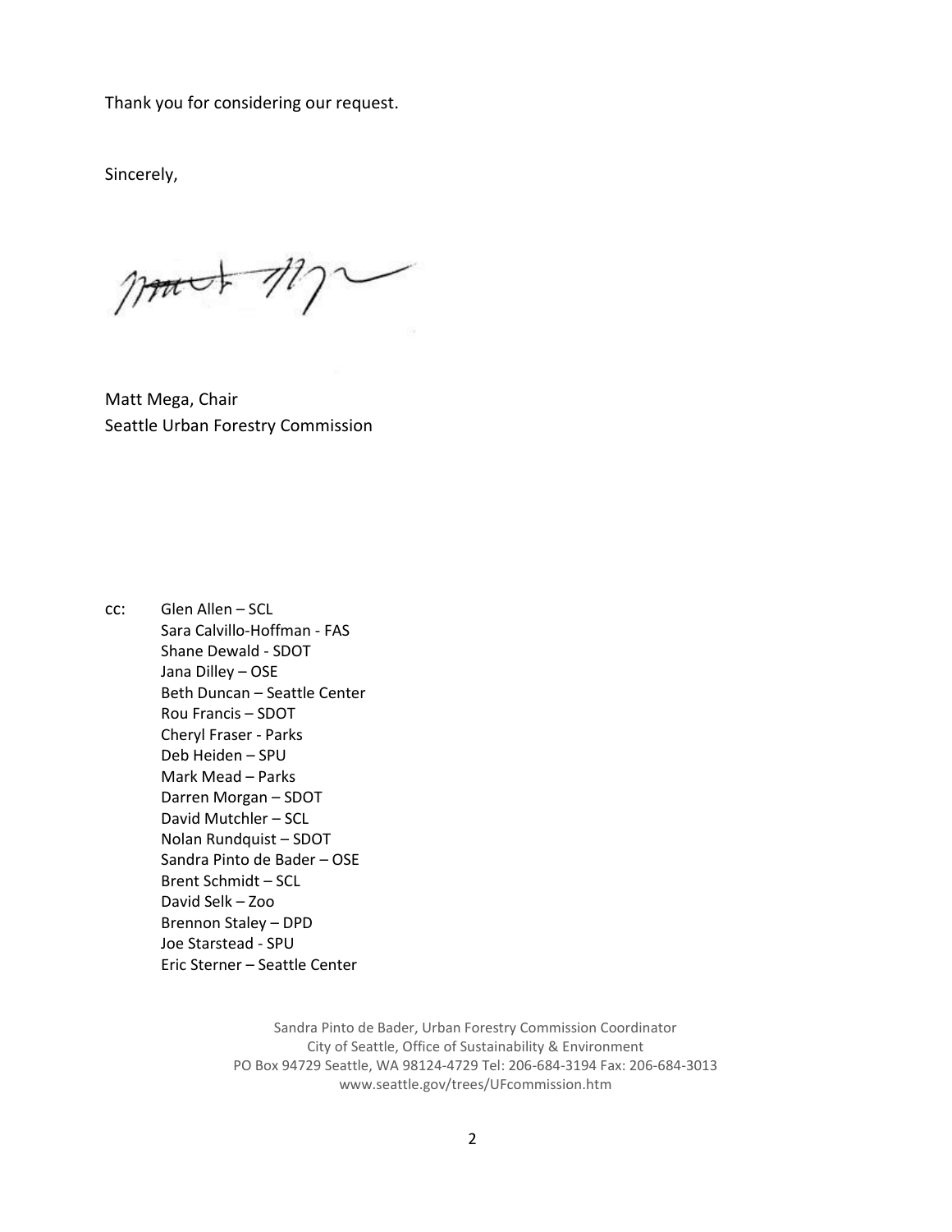Thank you for considering our request.

Sincerely,

Matt Mega, Chair
Seattle Urban Forestry Commission

cc: Glen Allen – SCL
Sara Calvillo-Hoffman - FAS
Shane Dewald - SDOT
Jana Dilley – OSE
Beth Duncan – Seattle Center
Rou Francis – SDOT
Cheryl Fraser - Parks
Deb Heiden – SPU
Mark Mead – Parks
Darren Morgan – SDOT
David Mutchler – SCL
Nolan Rundquist – SDOT
Sandra Pinto de Bader – OSE
Brent Schmidt – SCL
David Selk – Zoo
Brennon Staley – DPD
Joe Starstead - SPU
Eric Sterner – Seattle Center

Sandra Pinto de Bader, Urban Forestry Commission Coordinator
City of Seattle, Office of Sustainability & Environment
PO Box 94729 Seattle, WA 98124-4729 Tel: 206-684-3194 Fax: 206-684-3013
www.seattle.gov/trees/UFcommission.htm